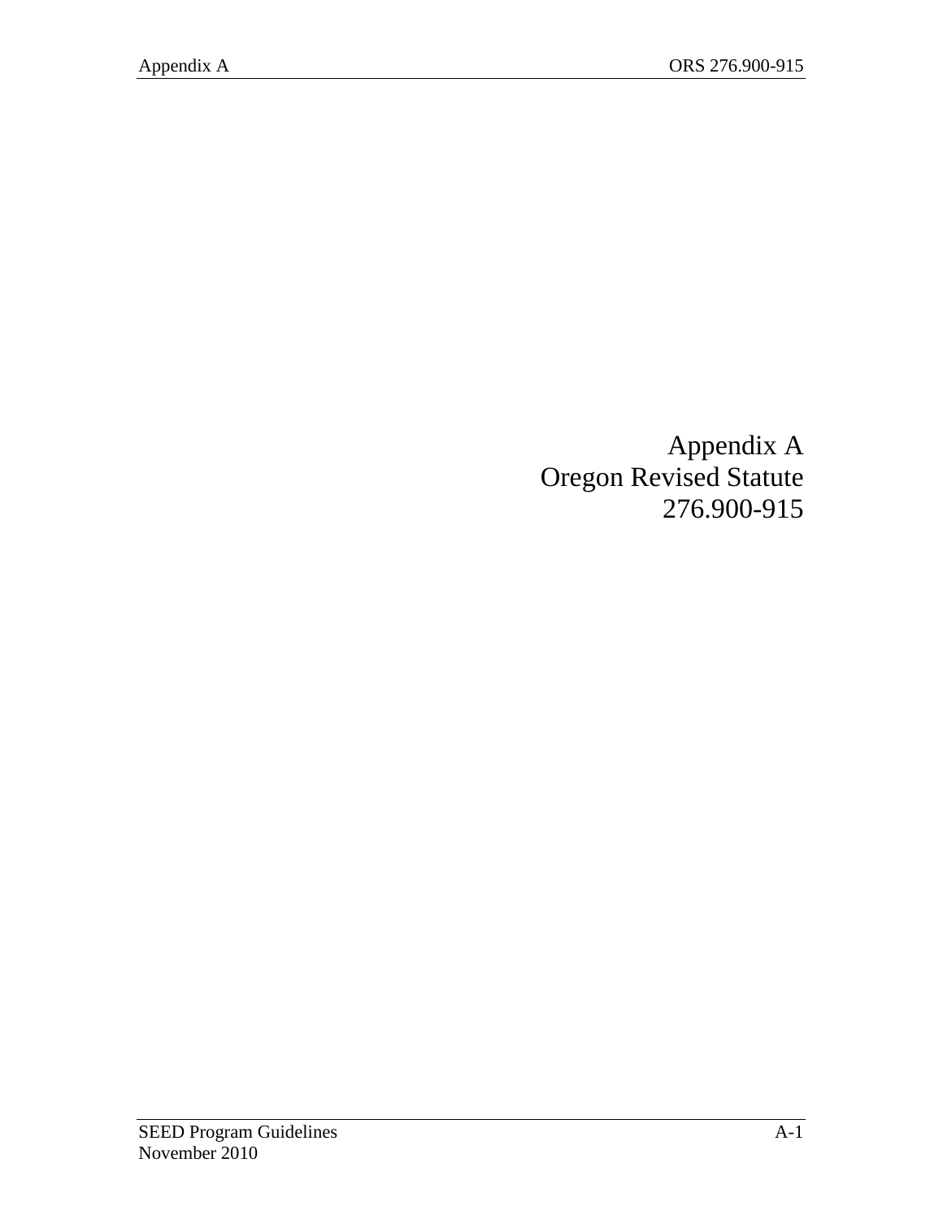# Appendix A
# Oregon Revised Statute
# 276.900-915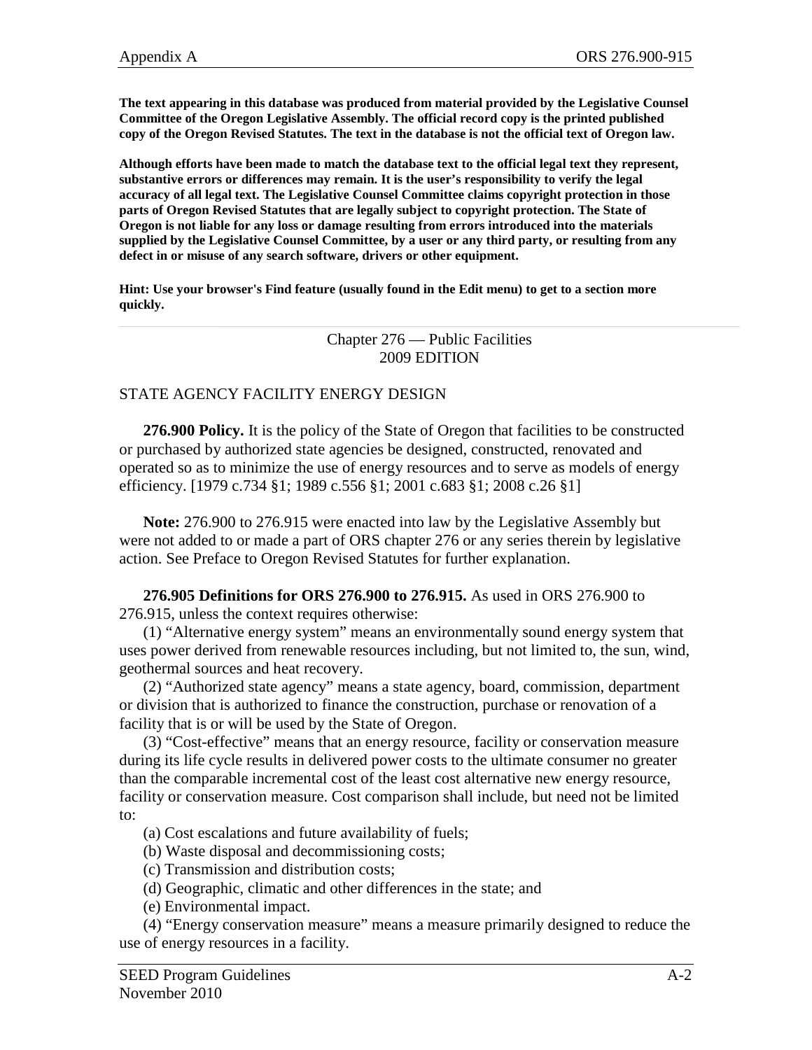**The text appearing in this database was produced from material provided by the Legislative Counsel Committee of the Oregon Legislative Assembly. The official record copy is the printed published copy of the Oregon Revised Statutes. The text in the database is not the official text of Oregon law.**

**Although efforts have been made to match the database text to the official legal text they represent, substantive errors or differences may remain. It is the user's responsibility to verify the legal accuracy of all legal text. The Legislative Counsel Committee claims copyright protection in those parts of Oregon Revised Statutes that are legally subject to copyright protection. The State of Oregon is not liable for any loss or damage resulting from errors introduced into the materials supplied by the Legislative Counsel Committee, by a user or any third party, or resulting from any defect in or misuse of any search software, drivers or other equipment.**

**Hint: Use your browser's Find feature (usually found in the Edit menu) to get to a section more quickly.**

---

Chapter 276 — Public Facilities
2009 EDITION

STATE AGENCY FACILITY ENERGY DESIGN

**276.900 Policy.** It is the policy of the State of Oregon that facilities to be constructed or purchased by authorized state agencies be designed, constructed, renovated and operated so as to minimize the use of energy resources and to serve as models of energy efficiency. [1979 c.734 §1; 1989 c.556 §1; 2001 c.683 §1; 2008 c.26 §1]

**Note:** 276.900 to 276.915 were enacted into law by the Legislative Assembly but were not added to or made a part of ORS chapter 276 or any series therein by legislative action. See Preface to Oregon Revised Statutes for further explanation.

**276.905 Definitions for ORS 276.900 to 276.915.** As used in ORS 276.900 to 276.915, unless the context requires otherwise:

(1) "Alternative energy system" means an environmentally sound energy system that uses power derived from renewable resources including, but not limited to, the sun, wind, geothermal sources and heat recovery.

(2) "Authorized state agency" means a state agency, board, commission, department or division that is authorized to finance the construction, purchase or renovation of a facility that is or will be used by the State of Oregon.

(3) "Cost-effective" means that an energy resource, facility or conservation measure during its life cycle results in delivered power costs to the ultimate consumer no greater than the comparable incremental cost of the least cost alternative new energy resource, facility or conservation measure. Cost comparison shall include, but need not be limited to:

(a) Cost escalations and future availability of fuels;

(b) Waste disposal and decommissioning costs;

(c) Transmission and distribution costs;

(d) Geographic, climatic and other differences in the state; and

(e) Environmental impact.

(4) "Energy conservation measure" means a measure primarily designed to reduce the use of energy resources in a facility.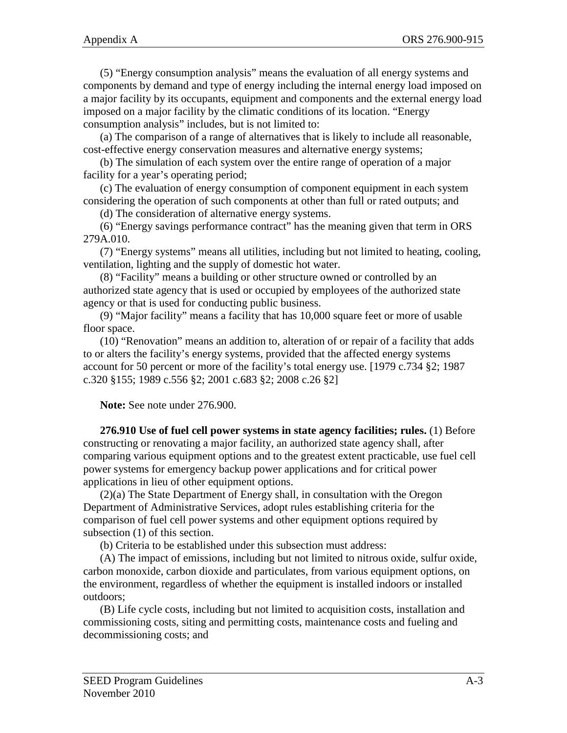(5) “Energy consumption analysis” means the evaluation of all energy systems and components by demand and type of energy including the internal energy load imposed on a major facility by its occupants, equipment and components and the external energy load imposed on a major facility by the climatic conditions of its location. “Energy consumption analysis” includes, but is not limited to:

(a) The comparison of a range of alternatives that is likely to include all reasonable, cost-effective energy conservation measures and alternative energy systems;

(b) The simulation of each system over the entire range of operation of a major facility for a year’s operating period;

(c) The evaluation of energy consumption of component equipment in each system considering the operation of such components at other than full or rated outputs; and

(d) The consideration of alternative energy systems.

(6) “Energy savings performance contract” has the meaning given that term in ORS 279A.010.

(7) “Energy systems” means all utilities, including but not limited to heating, cooling, ventilation, lighting and the supply of domestic hot water.

(8) “Facility” means a building or other structure owned or controlled by an authorized state agency that is used or occupied by employees of the authorized state agency or that is used for conducting public business.

(9) “Major facility” means a facility that has 10,000 square feet or more of usable floor space.

(10) “Renovation” means an addition to, alteration of or repair of a facility that adds to or alters the facility’s energy systems, provided that the affected energy systems account for 50 percent or more of the facility’s total energy use. [1979 c.734 §2; 1987 c.320 §155; 1989 c.556 §2; 2001 c.683 §2; 2008 c.26 §2]

**Note:** See note under 276.900.

**276.910 Use of fuel cell power systems in state agency facilities; rules.** (1) Before constructing or renovating a major facility, an authorized state agency shall, after comparing various equipment options and to the greatest extent practicable, use fuel cell power systems for emergency backup power applications and for critical power applications in lieu of other equipment options.

(2)(a) The State Department of Energy shall, in consultation with the Oregon Department of Administrative Services, adopt rules establishing criteria for the comparison of fuel cell power systems and other equipment options required by subsection (1) of this section.

(b) Criteria to be established under this subsection must address:

(A) The impact of emissions, including but not limited to nitrous oxide, sulfur oxide, carbon monoxide, carbon dioxide and particulates, from various equipment options, on the environment, regardless of whether the equipment is installed indoors or installed outdoors;

(B) Life cycle costs, including but not limited to acquisition costs, installation and commissioning costs, siting and permitting costs, maintenance costs and fueling and decommissioning costs; and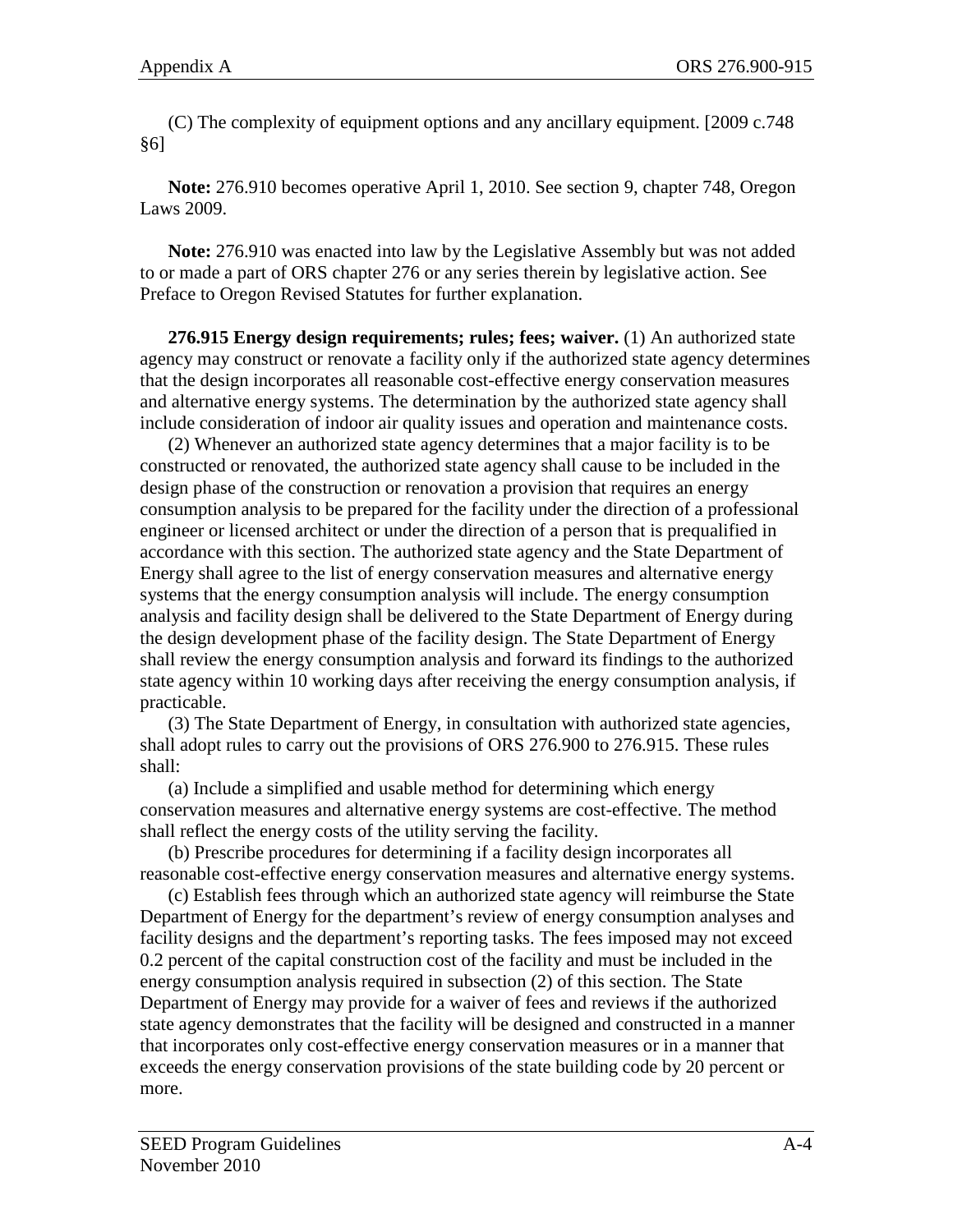(C) The complexity of equipment options and any ancillary equipment. [2009 c.748 §6]

**Note:** 276.910 becomes operative April 1, 2010. See section 9, chapter 748, Oregon Laws 2009.

**Note:** 276.910 was enacted into law by the Legislative Assembly but was not added to or made a part of ORS chapter 276 or any series therein by legislative action. See Preface to Oregon Revised Statutes for further explanation.

**276.915 Energy design requirements; rules; fees; waiver.** (1) An authorized state agency may construct or renovate a facility only if the authorized state agency determines that the design incorporates all reasonable cost-effective energy conservation measures and alternative energy systems. The determination by the authorized state agency shall include consideration of indoor air quality issues and operation and maintenance costs.

(2) Whenever an authorized state agency determines that a major facility is to be constructed or renovated, the authorized state agency shall cause to be included in the design phase of the construction or renovation a provision that requires an energy consumption analysis to be prepared for the facility under the direction of a professional engineer or licensed architect or under the direction of a person that is prequalified in accordance with this section. The authorized state agency and the State Department of Energy shall agree to the list of energy conservation measures and alternative energy systems that the energy consumption analysis will include. The energy consumption analysis and facility design shall be delivered to the State Department of Energy during the design development phase of the facility design. The State Department of Energy shall review the energy consumption analysis and forward its findings to the authorized state agency within 10 working days after receiving the energy consumption analysis, if practicable.

(3) The State Department of Energy, in consultation with authorized state agencies, shall adopt rules to carry out the provisions of ORS 276.900 to 276.915. These rules shall:

(a) Include a simplified and usable method for determining which energy conservation measures and alternative energy systems are cost-effective. The method shall reflect the energy costs of the utility serving the facility.

(b) Prescribe procedures for determining if a facility design incorporates all reasonable cost-effective energy conservation measures and alternative energy systems.

(c) Establish fees through which an authorized state agency will reimburse the State Department of Energy for the department's review of energy consumption analyses and facility designs and the department's reporting tasks. The fees imposed may not exceed 0.2 percent of the capital construction cost of the facility and must be included in the energy consumption analysis required in subsection (2) of this section. The State Department of Energy may provide for a waiver of fees and reviews if the authorized state agency demonstrates that the facility will be designed and constructed in a manner that incorporates only cost-effective energy conservation measures or in a manner that exceeds the energy conservation provisions of the state building code by 20 percent or more.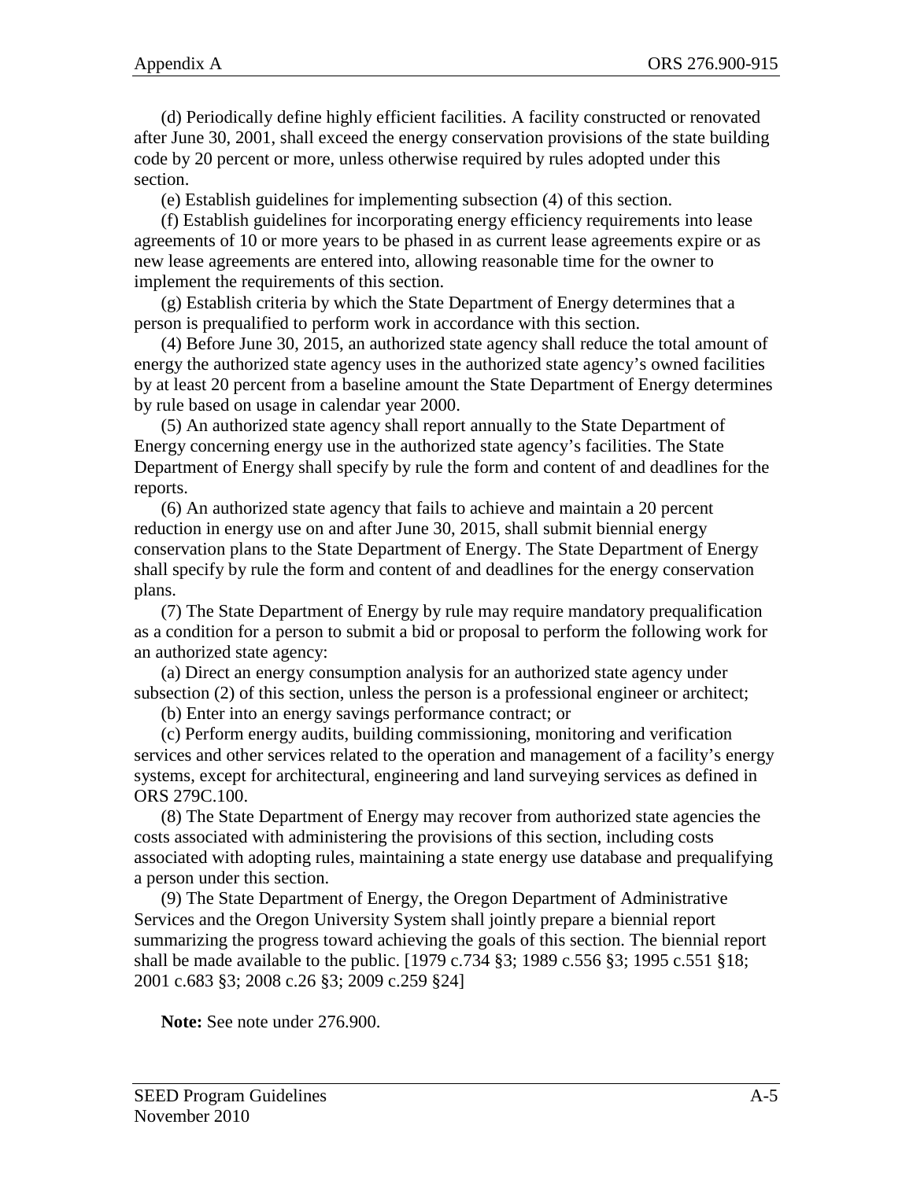(d) Periodically define highly efficient facilities. A facility constructed or renovated after June 30, 2001, shall exceed the energy conservation provisions of the state building code by 20 percent or more, unless otherwise required by rules adopted under this section.

(e) Establish guidelines for implementing subsection (4) of this section.

(f) Establish guidelines for incorporating energy efficiency requirements into lease agreements of 10 or more years to be phased in as current lease agreements expire or as new lease agreements are entered into, allowing reasonable time for the owner to implement the requirements of this section.

(g) Establish criteria by which the State Department of Energy determines that a person is prequalified to perform work in accordance with this section.

(4) Before June 30, 2015, an authorized state agency shall reduce the total amount of energy the authorized state agency uses in the authorized state agency's owned facilities by at least 20 percent from a baseline amount the State Department of Energy determines by rule based on usage in calendar year 2000.

(5) An authorized state agency shall report annually to the State Department of Energy concerning energy use in the authorized state agency's facilities. The State Department of Energy shall specify by rule the form and content of and deadlines for the reports.

(6) An authorized state agency that fails to achieve and maintain a 20 percent reduction in energy use on and after June 30, 2015, shall submit biennial energy conservation plans to the State Department of Energy. The State Department of Energy shall specify by rule the form and content of and deadlines for the energy conservation plans.

(7) The State Department of Energy by rule may require mandatory prequalification as a condition for a person to submit a bid or proposal to perform the following work for an authorized state agency:

(a) Direct an energy consumption analysis for an authorized state agency under subsection (2) of this section, unless the person is a professional engineer or architect;

(b) Enter into an energy savings performance contract; or

(c) Perform energy audits, building commissioning, monitoring and verification services and other services related to the operation and management of a facility's energy systems, except for architectural, engineering and land surveying services as defined in ORS 279C.100.

(8) The State Department of Energy may recover from authorized state agencies the costs associated with administering the provisions of this section, including costs associated with adopting rules, maintaining a state energy use database and prequalifying a person under this section.

(9) The State Department of Energy, the Oregon Department of Administrative Services and the Oregon University System shall jointly prepare a biennial report summarizing the progress toward achieving the goals of this section. The biennial report shall be made available to the public. [1979 c.734 §3; 1989 c.556 §3; 1995 c.551 §18; 2001 c.683 §3; 2008 c.26 §3; 2009 c.259 §24]

**Note:** See note under 276.900.